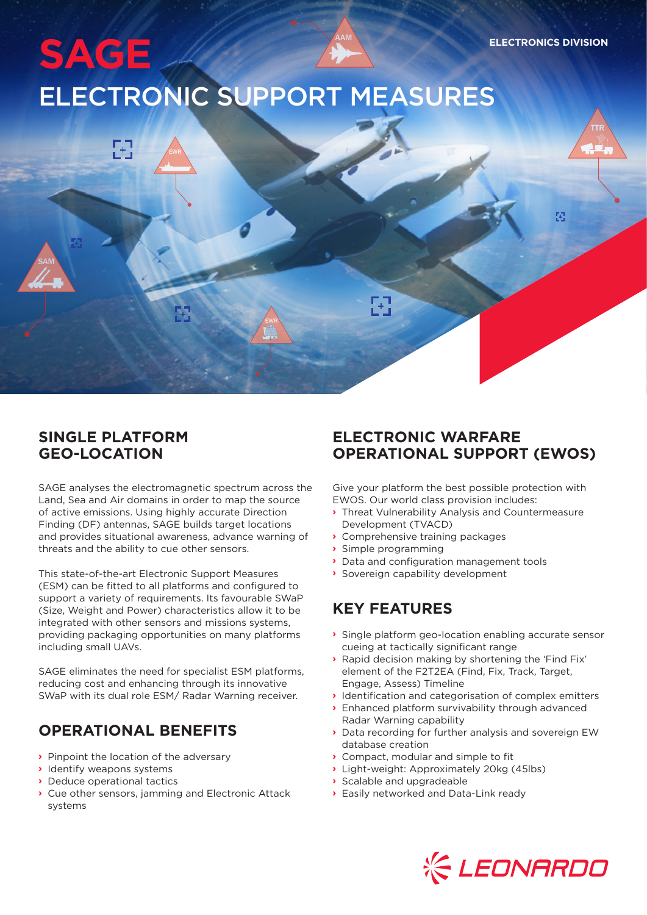ELECTRONICS DIVISION

# SAGE

# ELECTRONIC SUPPORT MEASURES

## SINGLE PLATFORM GEO-LOCATION

SAGE analyses the electromagnetic spectrum across the Land, Sea and Air domains in order to map the source of active emissions. Using highly accurate Direction Finding (DF) antennas, SAGE builds target locations and provides situational awareness, advance warning of threats and the ability to cue other sensors.

This state-of-the-art Electronic Support Measures (ESM) can be fitted to all platforms and configured to support a variety of requirements. Its favourable SWaP (Size, Weight and Power) characteristics allow it to be integrated with other sensors and missions systems, providing packaging opportunities on many platforms including small UAVs.

SAGE eliminates the need for specialist ESM platforms, reducing cost and enhancing through its innovative SWaP with its dual role ESM/ Radar Warning receiver.

## OPERATIONAL BENEFITS

- Pinpoint the location of the adversary
- Identify weapons systems
- Deduce operational tactics
- Cue other sensors, jamming and Electronic Attack systems

## ELECTRONIC WARFARE OPERATIONAL SUPPORT (EWOS)

Give your platform the best possible protection with EWOS. Our world class provision includes:

- Threat Vulnerability Analysis and Countermeasure Development (TVACD)
- Comprehensive training packages
- Simple programming
- Data and configuration management tools
- Sovereign capability development

## KEY FEATURES

- Single platform geo-location enabling accurate sensor cueing at tactically significant range
- Rapid decision making by shortening the 'Find Fix' element of the F2T2EA (Find, Fix, Track, Target, Engage, Assess) Timeline
- Identification and categorisation of complex emitters
- Enhanced platform survivability through advanced Radar Warning capability
- Data recording for further analysis and sovereign EW database creation
- Compact, modular and simple to fit
- Light-weight: Approximately 20kg (45lbs)
- Scalable and upgradeable
- Easily networked and Data-Link ready

LEONARDO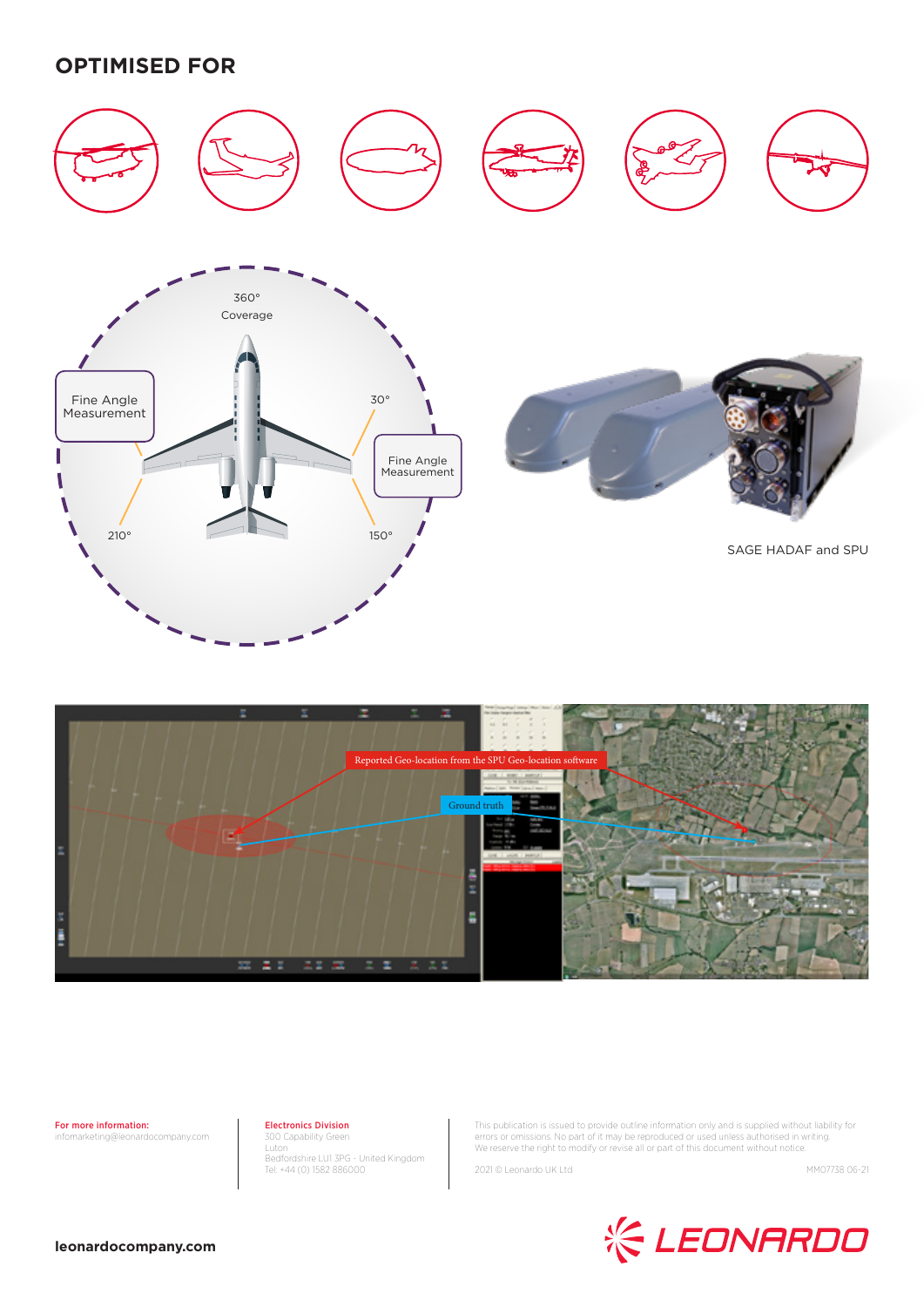## OPTIMISED FOR

360°
Coverage

Fine Angle Measurement

30°

Fine Angle Measurement

210°

150°

SAGE HADAF and SPU

Reported Geo-location from the SPU Geo-location software

Ground truth

**For more information:**
infomarketing@leonardocompany.com

**Electronics Division**
300 Capability Green
Luton
Bedfordshire LU1 3PG - United Kingdom
Tel: +44 (0) 1582 886000

This publication is issued to provide outline information only and is supplied without liability for errors or omissions. No part of it may be reproduced or used unless authorised in writing. We reserve the right to modify or revise all or part of this document without notice.

2021 © Leonardo UK Ltd

MM07738 06-21

**leonardocompany.com**

LEONARDO